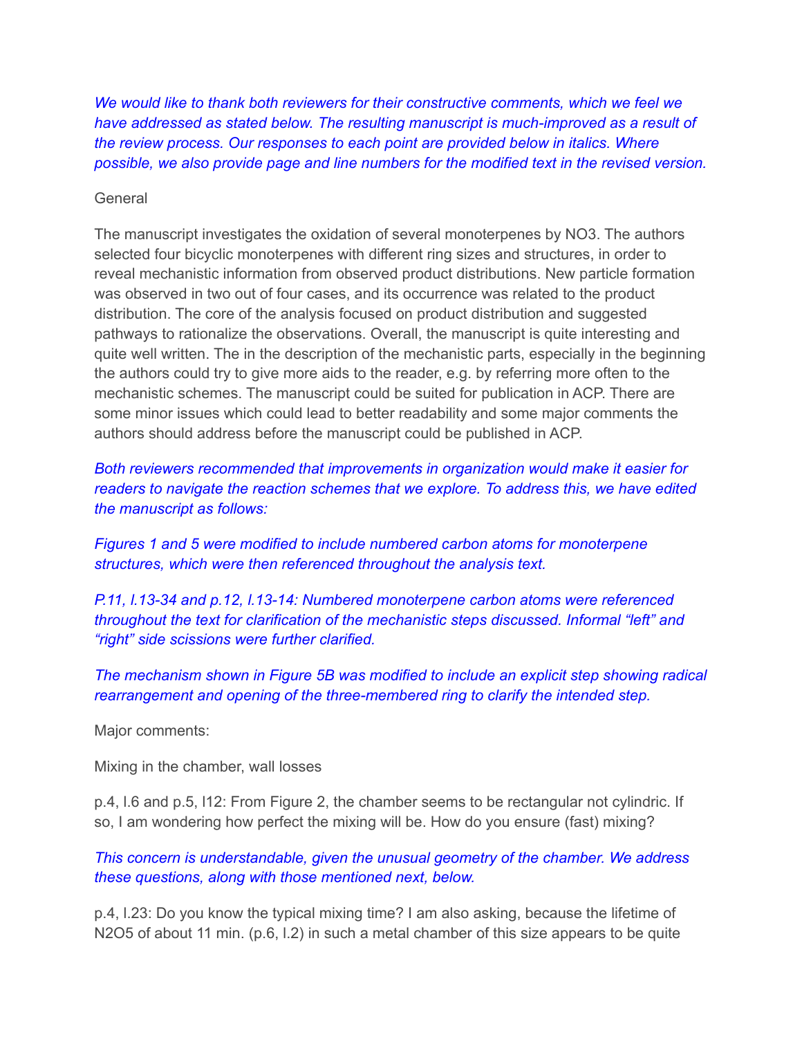*We would like to thank both reviewers for their constructive comments, which we feel we have addressed as stated below. The resulting manuscript is much-improved as a result of the review process. Our responses to each point are provided below in italics. Where possible, we also provide page and line numbers for the modified text in the revised version.*

General

The manuscript investigates the oxidation of several monoterpenes by NO3. The authors selected four bicyclic monoterpenes with different ring sizes and structures, in order to reveal mechanistic information from observed product distributions. New particle formation was observed in two out of four cases, and its occurrence was related to the product distribution. The core of the analysis focused on product distribution and suggested pathways to rationalize the observations. Overall, the manuscript is quite interesting and quite well written. The in the description of the mechanistic parts, especially in the beginning the authors could try to give more aids to the reader, e.g. by referring more often to the mechanistic schemes. The manuscript could be suited for publication in ACP. There are some minor issues which could lead to better readability and some major comments the authors should address before the manuscript could be published in ACP.

*Both reviewers recommended that improvements in organization would make it easier for readers to navigate the reaction schemes that we explore. To address this, we have edited the manuscript as follows:*

*Figures 1 and 5 were modified to include numbered carbon atoms for monoterpene structures, which were then referenced throughout the analysis text.*

*P.11, l.13-34 and p.12, l.13-14: Numbered monoterpene carbon atoms were referenced throughout the text for clarification of the mechanistic steps discussed. Informal "left" and "right" side scissions were further clarified.*

*The mechanism shown in Figure 5B was modified to include an explicit step showing radical rearrangement and opening of the three-membered ring to clarify the intended step.*

Major comments:

Mixing in the chamber, wall losses

p.4, l.6 and p.5, l12: From Figure 2, the chamber seems to be rectangular not cylindric. If so, I am wondering how perfect the mixing will be. How do you ensure (fast) mixing?

*This concern is understandable, given the unusual geometry of the chamber. We address these questions, along with those mentioned next, below.*

p.4, l.23: Do you know the typical mixing time? I am also asking, because the lifetime of $N_2O_5$ of about 11 min. (p.6, l.2) in such a metal chamber of this size appears to be quite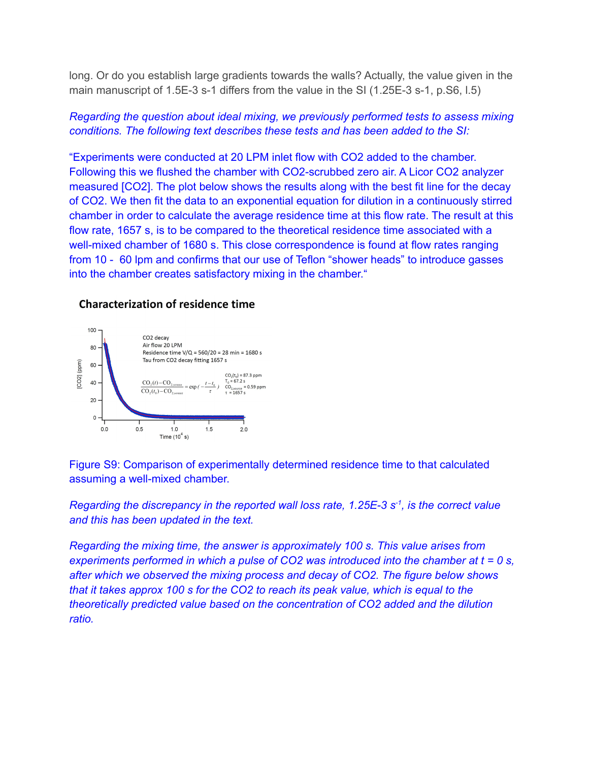long. Or do you establish large gradients towards the walls? Actually, the value given in the main manuscript of 1.5E-3 s-1 differs from the value in the SI (1.25E-3 s-1, p.S6, l.5)

*Regarding the question about ideal mixing, we previously performed tests to assess mixing conditions. The following text describes these tests and has been added to the SI:*

"Experiments were conducted at 20 LPM inlet flow with CO2 added to the chamber. Following this we flushed the chamber with CO2-scrubbed zero air. A Licor CO2 analyzer measured [CO2]. The plot below shows the results along with the best fit line for the decay of CO2. We then fit the data to an exponential equation for dilution in a continuously stirred chamber in order to calculate the average residence time at this flow rate. The result at this flow rate, 1657 s, is to be compared to the theoretical residence time associated with a well-mixed chamber of 1680 s. This close correspondence is found at flow rates ranging from 10 - 60 lpm and confirms that our use of Teflon "shower heads" to introduce gasses into the chamber creates satisfactory mixing in the chamber."

**Characterization of residence time**

CO2 decay
Air flow 20 LPM
Residence time V/Q = 560/20 = 28 min = 1680 s
Tau from CO2 decay fitting 1657 s

$$\frac{CO_2(t) - CO_{2,source}}{CO_2(t_0) - CO_{2,source}} = \exp\left(-\frac{t - t_0}{\tau}\right)$$

$CO_2(t_0)$ = 87.3 ppm
$T_0$ = 67.2 s
$CO_{2,source}$ = 0.59 ppm
$\tau$ = 1657 s

[CO2] (ppm); Time ($10^4$ s)

Figure S9: Comparison of experimentally determined residence time to that calculated assuming a well-mixed chamber.

*Regarding the discrepancy in the reported wall loss rate, 1.25E-3 $s^{-1}$, is the correct value and this has been updated in the text.*

*Regarding the mixing time, the answer is approximately 100 s. This value arises from experiments performed in which a pulse of CO2 was introduced into the chamber at t = 0 s, after which we observed the mixing process and decay of CO2. The figure below shows that it takes approx 100 s for the CO2 to reach its peak value, which is equal to the theoretically predicted value based on the concentration of CO2 added and the dilution ratio.*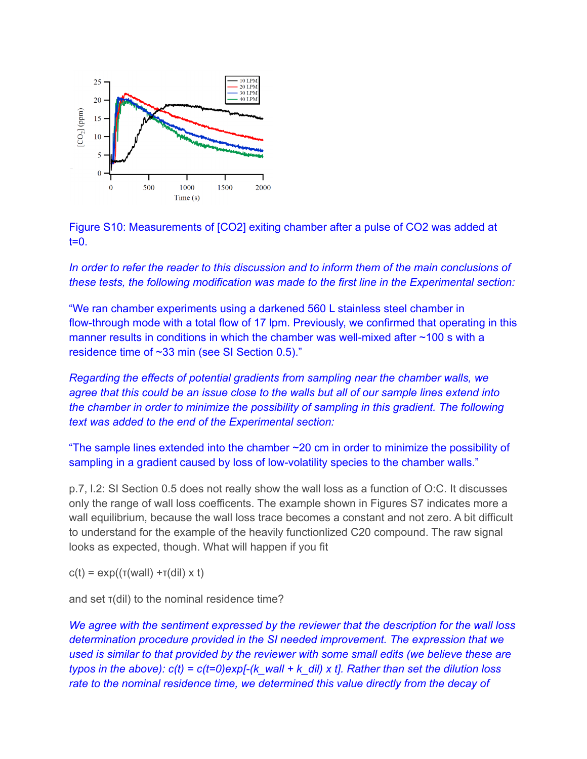Figure S10: Measurements of [$CO_2$] exiting chamber after a pulse of $CO_2$ was added at t=0.

*In order to refer the reader to this discussion and to inform them of the main conclusions of these tests, the following modification was made to the first line in the Experimental section:*

"We ran chamber experiments using a darkened 560 L stainless steel chamber in flow-through mode with a total flow of 17 lpm. Previously, we confirmed that operating in this manner results in conditions in which the chamber was well-mixed after ~100 s with a residence time of ~33 min (see SI Section 0.5)."

*Regarding the effects of potential gradients from sampling near the chamber walls, we agree that this could be an issue close to the walls but all of our sample lines extend into the chamber in order to minimize the possibility of sampling in this gradient. The following text was added to the end of the Experimental section:*

"The sample lines extended into the chamber ~20 cm in order to minimize the possibility of sampling in a gradient caused by loss of low-volatility species to the chamber walls."

p.7, l.2: SI Section 0.5 does not really show the wall loss as a function of O:C. It discusses only the range of wall loss coefficents. The example shown in Figures S7 indicates more a wall equilibrium, because the wall loss trace becomes a constant and not zero. A bit difficult to understand for the example of the heavily functionlized C20 compound. The raw signal looks as expected, though. What will happen if you fit

$c(t) = \exp((\tau(\text{wall}) + \tau(\text{dil}) \times t)$

and set $\tau(\text{dil})$ to the nominal residence time?

*We agree with the sentiment expressed by the reviewer that the description for the wall loss determination procedure provided in the SI needed improvement. The expression that we used is similar to that provided by the reviewer with some small edits (we believe these are typos in the above): $c(t) = c(t=0)\exp[-(k_{wall} + k_{dil}) \times t]$. Rather than set the dilution loss rate to the nominal residence time, we determined this value directly from the decay of*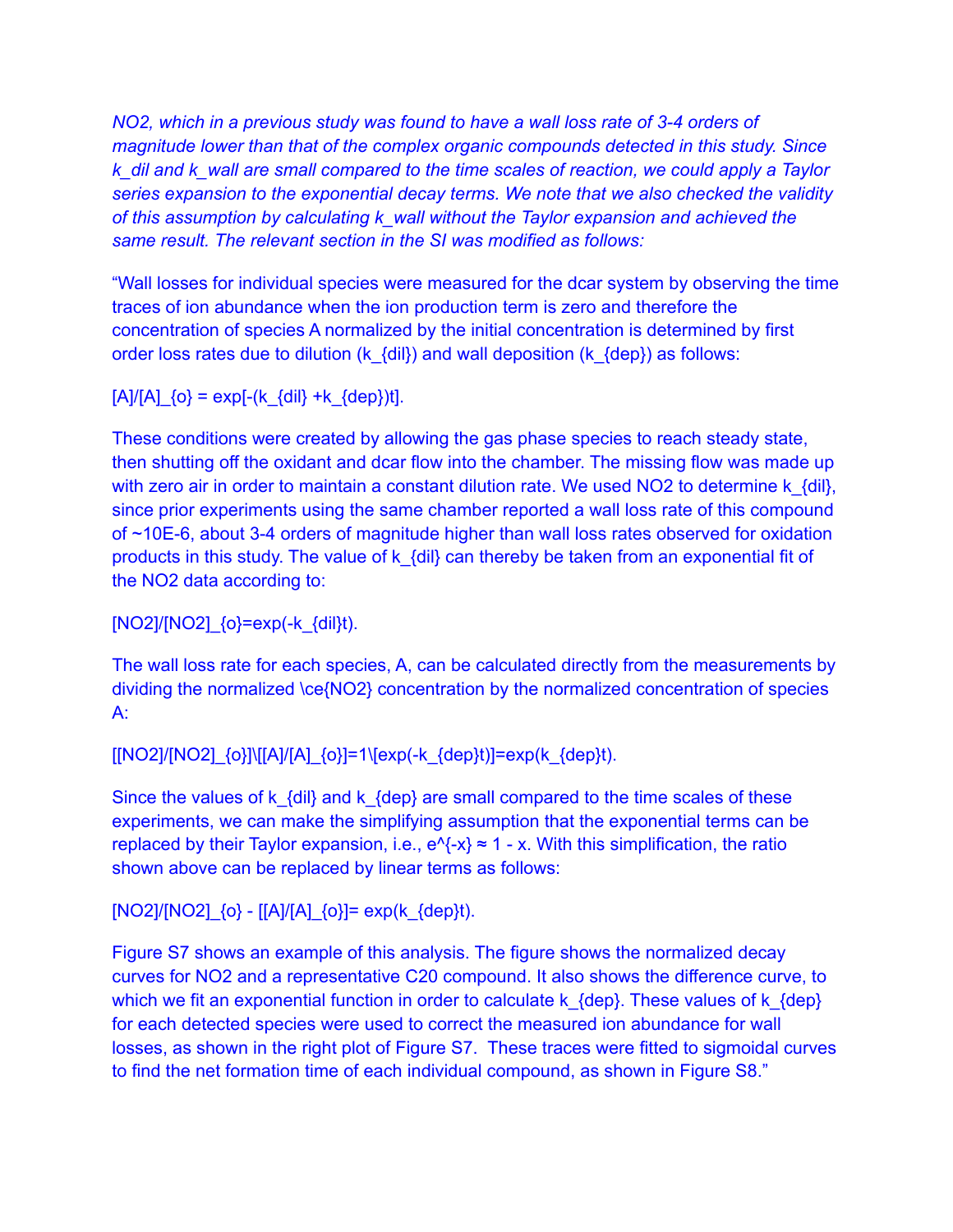*NO2, which in a previous study was found to have a wall loss rate of 3-4 orders of magnitude lower than that of the complex organic compounds detected in this study. Since k_dil and k_wall are small compared to the time scales of reaction, we could apply a Taylor series expansion to the exponential decay terms. We note that we also checked the validity of this assumption by calculating k_wall without the Taylor expansion and achieved the same result. The relevant section in the SI was modified as follows:*

"Wall losses for individual species were measured for the dcar system by observing the time traces of ion abundance when the ion production term is zero and therefore the concentration of species A normalized by the initial concentration is determined by first order loss rates due to dilution ($k_{dil}$) and wall deposition ($k_{dep}$) as follows:

$$[A]/[A]_{o} = \exp[-(k_{dil} + k_{dep})t].$$

These conditions were created by allowing the gas phase species to reach steady state, then shutting off the oxidant and dcar flow into the chamber. The missing flow was made up with zero air in order to maintain a constant dilution rate. We used $NO_2$ to determine $k_{dil}$, since prior experiments using the same chamber reported a wall loss rate of this compound of ~10E-6, about 3-4 orders of magnitude higher than wall loss rates observed for oxidation products in this study. The value of $k_{dil}$ can thereby be taken from an exponential fit of the $NO_2$ data according to:

$$[NO_2]/[NO_2]_{o}=\exp(-k_{dil}t).$$

The wall loss rate for each species, A, can be calculated directly from the measurements by dividing the normalized $NO_2$ concentration by the normalized concentration of species A:

$$[[NO_2]/[NO_2]_{o}]\backslash[[A]/[A]_{o}]=1\backslash[\exp(-k_{dep}t)]=\exp(k_{dep}t).$$

Since the values of $k_{dil}$ and $k_{dep}$ are small compared to the time scales of these experiments, we can make the simplifying assumption that the exponential terms can be replaced by their Taylor expansion, i.e., $e^{-x} \approx 1 - x$. With this simplification, the ratio shown above can be replaced by linear terms as follows:

$$[NO_2]/[NO_2]_{o} - [[A]/[A]_{o}]= \exp(k_{dep}t).$$

Figure S7 shows an example of this analysis. The figure shows the normalized decay curves for $NO_2$ and a representative C20 compound. It also shows the difference curve, to which we fit an exponential function in order to calculate $k_{dep}$. These values of $k_{dep}$ for each detected species were used to correct the measured ion abundance for wall losses, as shown in the right plot of Figure S7. These traces were fitted to sigmoidal curves to find the net formation time of each individual compound, as shown in Figure S8."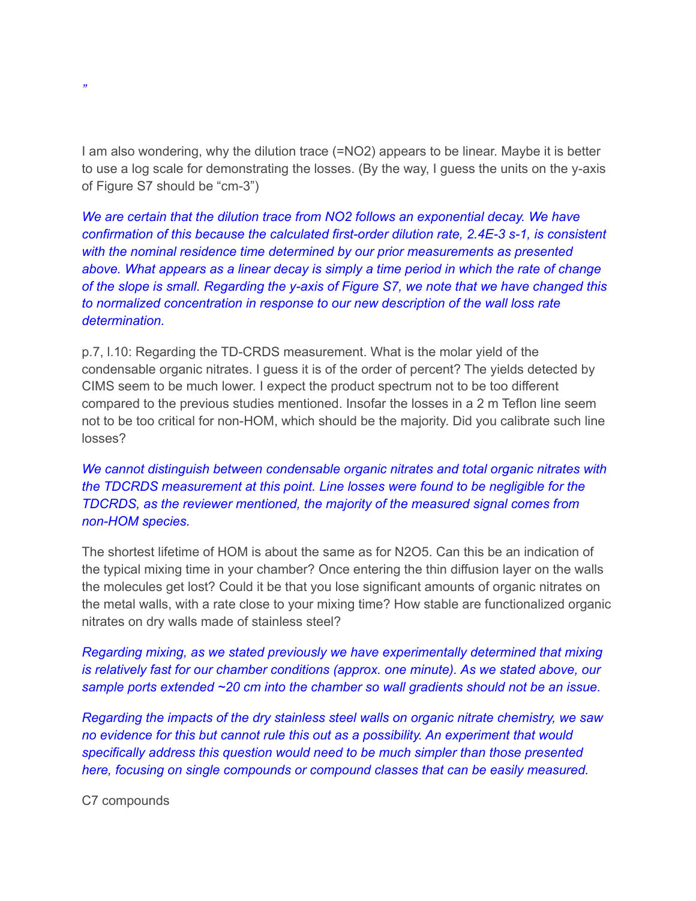*"*

I am also wondering, why the dilution trace (=$NO_2$) appears to be linear. Maybe it is better to use a log scale for demonstrating the losses. (By the way, I guess the units on the y-axis of Figure S7 should be "cm-3")

*We are certain that the dilution trace from $NO_2$ follows an exponential decay. We have confirmation of this because the calculated first-order dilution rate, 2.4E-3 s-1, is consistent with the nominal residence time determined by our prior measurements as presented above. What appears as a linear decay is simply a time period in which the rate of change of the slope is small. Regarding the y-axis of Figure S7, we note that we have changed this to normalized concentration in response to our new description of the wall loss rate determination.*

p.7, l.10: Regarding the TD-CRDS measurement. What is the molar yield of the condensable organic nitrates. I guess it is of the order of percent? The yields detected by CIMS seem to be much lower. I expect the product spectrum not to be too different compared to the previous studies mentioned. Insofar the losses in a 2 m Teflon line seem not to be too critical for non-HOM, which should be the majority. Did you calibrate such line losses?

*We cannot distinguish between condensable organic nitrates and total organic nitrates with the TDCRDS measurement at this point. Line losses were found to be negligible for the TDCRDS, as the reviewer mentioned, the majority of the measured signal comes from non-HOM species.*

The shortest lifetime of HOM is about the same as for $N_2O_5$. Can this be an indication of the typical mixing time in your chamber? Once entering the thin diffusion layer on the walls the molecules get lost? Could it be that you lose significant amounts of organic nitrates on the metal walls, with a rate close to your mixing time? How stable are functionalized organic nitrates on dry walls made of stainless steel?

*Regarding mixing, as we stated previously we have experimentally determined that mixing is relatively fast for our chamber conditions (approx. one minute). As we stated above, our sample ports extended ~20 cm into the chamber so wall gradients should not be an issue.*

*Regarding the impacts of the dry stainless steel walls on organic nitrate chemistry, we saw no evidence for this but cannot rule this out as a possibility. An experiment that would specifically address this question would need to be much simpler than those presented here, focusing on single compounds or compound classes that can be easily measured.*

C7 compounds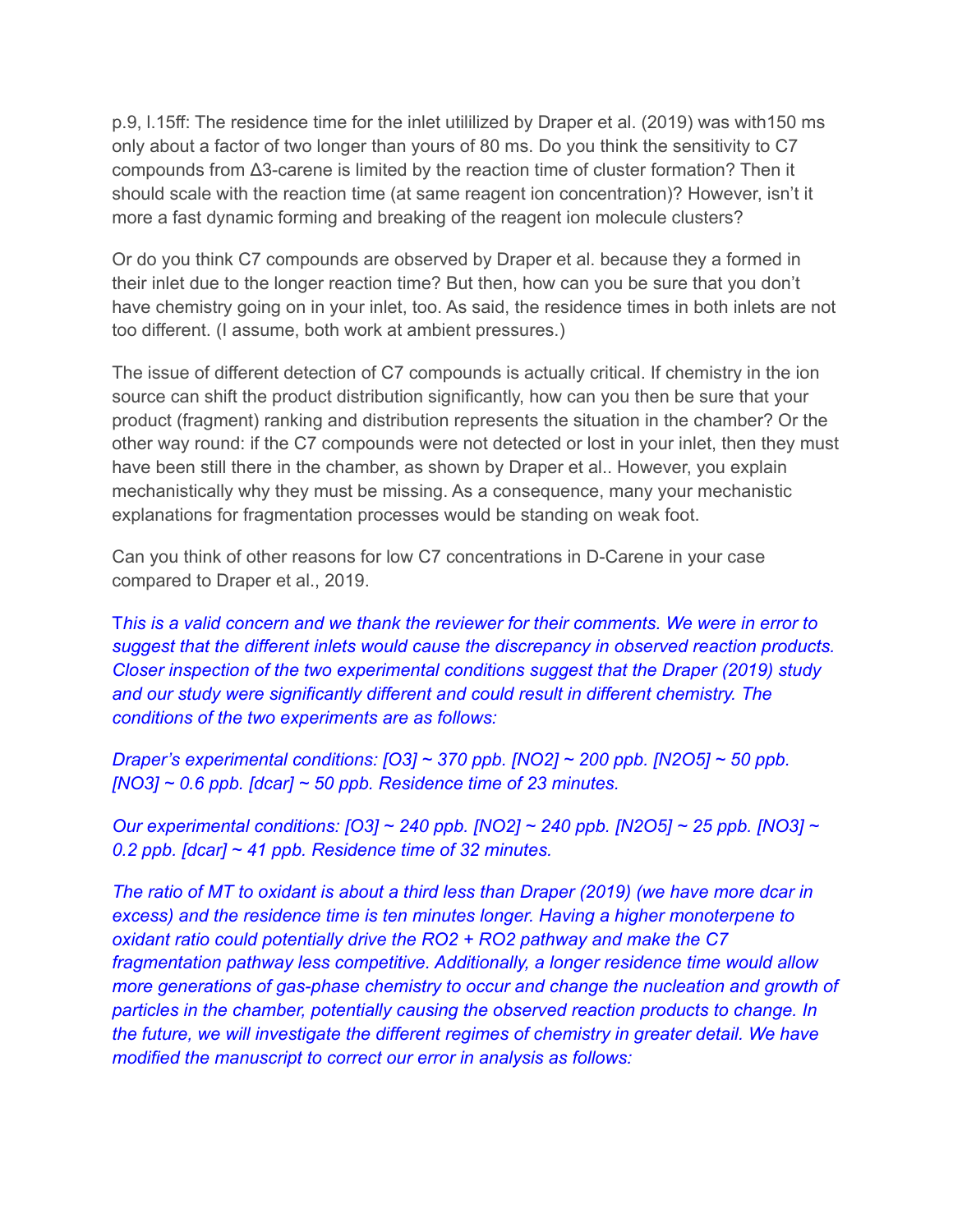p.9, l.15ff: The residence time for the inlet utililized by Draper et al. (2019) was with150 ms only about a factor of two longer than yours of 80 ms. Do you think the sensitivity to C7 compounds from Δ3-carene is limited by the reaction time of cluster formation? Then it should scale with the reaction time (at same reagent ion concentration)? However, isn't it more a fast dynamic forming and breaking of the reagent ion molecule clusters?

Or do you think C7 compounds are observed by Draper et al. because they a formed in their inlet due to the longer reaction time? But then, how can you be sure that you don't have chemistry going on in your inlet, too. As said, the residence times in both inlets are not too different. (I assume, both work at ambient pressures.)

The issue of different detection of C7 compounds is actually critical. If chemistry in the ion source can shift the product distribution significantly, how can you then be sure that your product (fragment) ranking and distribution represents the situation in the chamber? Or the other way round: if the C7 compounds were not detected or lost in your inlet, then they must have been still there in the chamber, as shown by Draper et al.. However, you explain mechanistically why they must be missing. As a consequence, many your mechanistic explanations for fragmentation processes would be standing on weak foot.

Can you think of other reasons for low C7 concentrations in D-Carene in your case compared to Draper et al., 2019.

*This is a valid concern and we thank the reviewer for their comments. We were in error to suggest that the different inlets would cause the discrepancy in observed reaction products. Closer inspection of the two experimental conditions suggest that the Draper (2019) study and our study were significantly different and could result in different chemistry. The conditions of the two experiments are as follows:*

*Draper's experimental conditions: [$O_3$] ~ 370 ppb. [$NO_2$] ~ 200 ppb. [$N_2O_5$] ~ 50 ppb. [$NO_3$] ~ 0.6 ppb. [dcar] ~ 50 ppb. Residence time of 23 minutes.*

*Our experimental conditions: [$O_3$] ~ 240 ppb. [$NO_2$] ~ 240 ppb. [$N_2O_5$] ~ 25 ppb. [$NO_3$] ~ 0.2 ppb. [dcar] ~ 41 ppb. Residence time of 32 minutes.*

*The ratio of MT to oxidant is about a third less than Draper (2019) (we have more dcar in excess) and the residence time is ten minutes longer. Having a higher monoterpene to oxidant ratio could potentially drive the $RO_2 + RO_2$ pathway and make the C7 fragmentation pathway less competitive. Additionally, a longer residence time would allow more generations of gas-phase chemistry to occur and change the nucleation and growth of particles in the chamber, potentially causing the observed reaction products to change. In the future, we will investigate the different regimes of chemistry in greater detail. We have modified the manuscript to correct our error in analysis as follows:*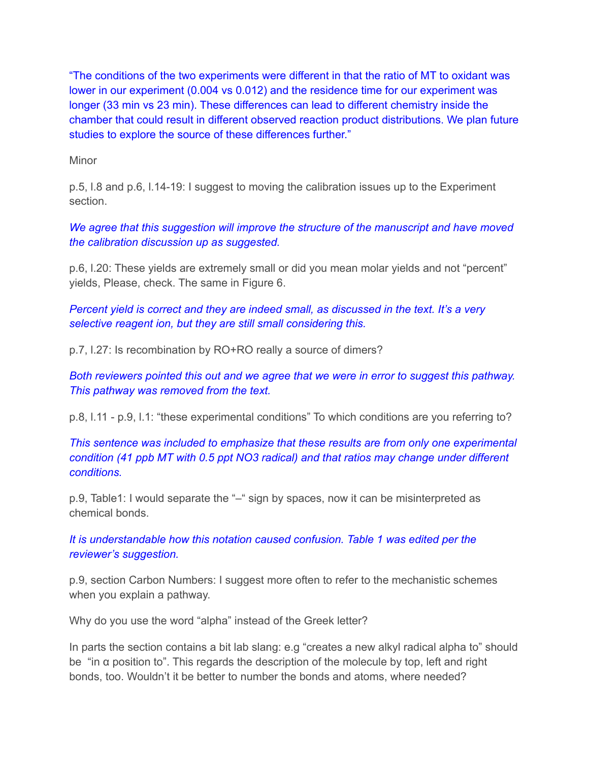"The conditions of the two experiments were different in that the ratio of MT to oxidant was lower in our experiment (0.004 vs 0.012) and the residence time for our experiment was longer (33 min vs 23 min). These differences can lead to different chemistry inside the chamber that could result in different observed reaction product distributions. We plan future studies to explore the source of these differences further."

Minor

p.5, l.8 and p.6, l.14-19: I suggest to moving the calibration issues up to the Experiment section.

*We agree that this suggestion will improve the structure of the manuscript and have moved the calibration discussion up as suggested.*

p.6, l.20: These yields are extremely small or did you mean molar yields and not "percent" yields, Please, check. The same in Figure 6.

*Percent yield is correct and they are indeed small, as discussed in the text. It's a very selective reagent ion, but they are still small considering this.*

p.7, l.27: Is recombination by RO+RO really a source of dimers?

*Both reviewers pointed this out and we agree that we were in error to suggest this pathway. This pathway was removed from the text.*

p.8, l.11 - p.9, l.1: "these experimental conditions" To which conditions are you referring to?

*This sentence was included to emphasize that these results are from only one experimental condition (41 ppb MT with 0.5 ppt NO3 radical) and that ratios may change under different conditions.*

p.9, Table1: I would separate the "–" sign by spaces, now it can be misinterpreted as chemical bonds.

*It is understandable how this notation caused confusion. Table 1 was edited per the reviewer's suggestion.*

p.9, section Carbon Numbers: I suggest more often to refer to the mechanistic schemes when you explain a pathway.

Why do you use the word "alpha" instead of the Greek letter?

In parts the section contains a bit lab slang: e.g "creates a new alkyl radical alpha to" should be "in α position to". This regards the description of the molecule by top, left and right bonds, too. Wouldn't it be better to number the bonds and atoms, where needed?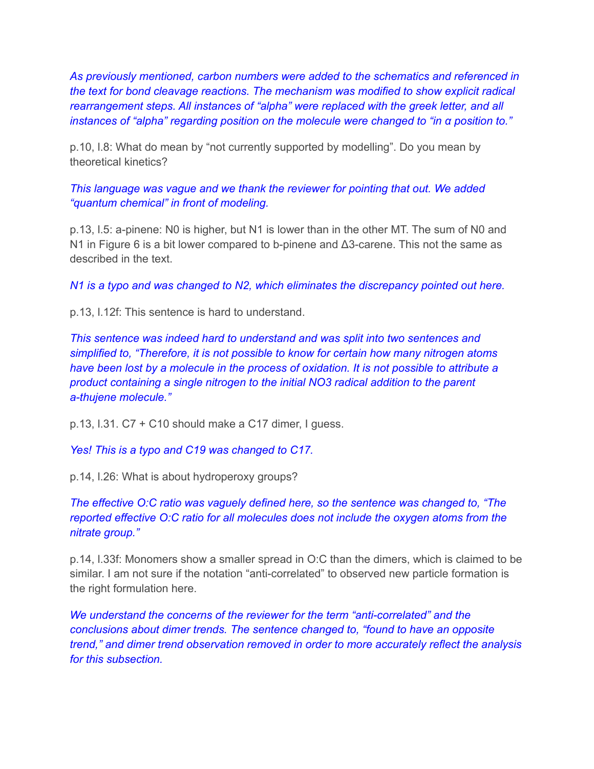*As previously mentioned, carbon numbers were added to the schematics and referenced in the text for bond cleavage reactions. The mechanism was modified to show explicit radical rearrangement steps. All instances of "alpha" were replaced with the greek letter, and all instances of "alpha" regarding position on the molecule were changed to "in α position to."*

p.10, l.8: What do mean by "not currently supported by modelling". Do you mean by theoretical kinetics?

*This language was vague and we thank the reviewer for pointing that out. We added "quantum chemical" in front of modeling.*

p.13, l.5: a-pinene: N0 is higher, but N1 is lower than in the other MT. The sum of N0 and N1 in Figure 6 is a bit lower compared to b-pinene and Δ3-carene. This not the same as described in the text.

*N1 is a typo and was changed to N2, which eliminates the discrepancy pointed out here.*

p.13, l.12f: This sentence is hard to understand.

*This sentence was indeed hard to understand and was split into two sentences and simplified to, "Therefore, it is not possible to know for certain how many nitrogen atoms have been lost by a molecule in the process of oxidation. It is not possible to attribute a product containing a single nitrogen to the initial NO3 radical addition to the parent a-thujene molecule."*

p.13, l.31. C7 + C10 should make a C17 dimer, I guess.

*Yes! This is a typo and C19 was changed to C17.*

p.14, l.26: What is about hydroperoxy groups?

*The effective O:C ratio was vaguely defined here, so the sentence was changed to, "The reported effective O:C ratio for all molecules does not include the oxygen atoms from the nitrate group."*

p.14, l.33f: Monomers show a smaller spread in O:C than the dimers, which is claimed to be similar. I am not sure if the notation "anti-correlated" to observed new particle formation is the right formulation here.

*We understand the concerns of the reviewer for the term "anti-correlated" and the conclusions about dimer trends. The sentence changed to, "found to have an opposite trend," and dimer trend observation removed in order to more accurately reflect the analysis for this subsection.*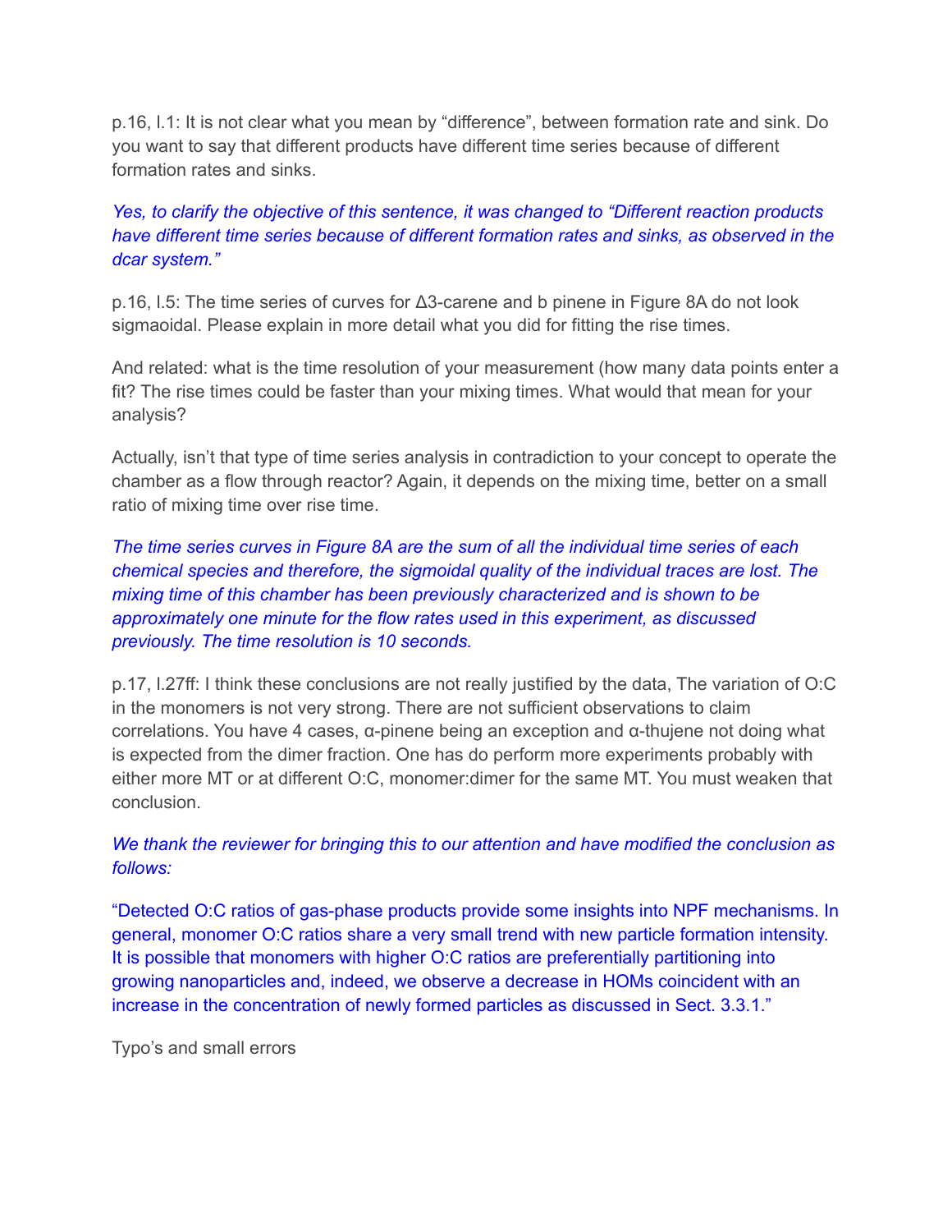p.16, l.1: It is not clear what you mean by "difference", between formation rate and sink. Do you want to say that different products have different time series because of different formation rates and sinks.

*Yes, to clarify the objective of this sentence, it was changed to "Different reaction products have different time series because of different formation rates and sinks, as observed in the dcar system."*

p.16, l.5: The time series of curves for Δ3-carene and b pinene in Figure 8A do not look sigmaoidal. Please explain in more detail what you did for fitting the rise times.

And related: what is the time resolution of your measurement (how many data points enter a fit? The rise times could be faster than your mixing times. What would that mean for your analysis?

Actually, isn't that type of time series analysis in contradiction to your concept to operate the chamber as a flow through reactor? Again, it depends on the mixing time, better on a small ratio of mixing time over rise time.

*The time series curves in Figure 8A are the sum of all the individual time series of each chemical species and therefore, the sigmoidal quality of the individual traces are lost. The mixing time of this chamber has been previously characterized and is shown to be approximately one minute for the flow rates used in this experiment, as discussed previously. The time resolution is 10 seconds.*

p.17, l.27ff: I think these conclusions are not really justified by the data, The variation of O:C in the monomers is not very strong. There are not sufficient observations to claim correlations. You have 4 cases, α-pinene being an exception and α-thujene not doing what is expected from the dimer fraction. One has do perform more experiments probably with either more MT or at different O:C, monomer:dimer for the same MT. You must weaken that conclusion.

*We thank the reviewer for bringing this to our attention and have modified the conclusion as follows:*

"Detected O:C ratios of gas-phase products provide some insights into NPF mechanisms. In general, monomer O:C ratios share a very small trend with new particle formation intensity. It is possible that monomers with higher O:C ratios are preferentially partitioning into growing nanoparticles and, indeed, we observe a decrease in HOMs coincident with an increase in the concentration of newly formed particles as discussed in Sect. 3.3.1."

Typo's and small errors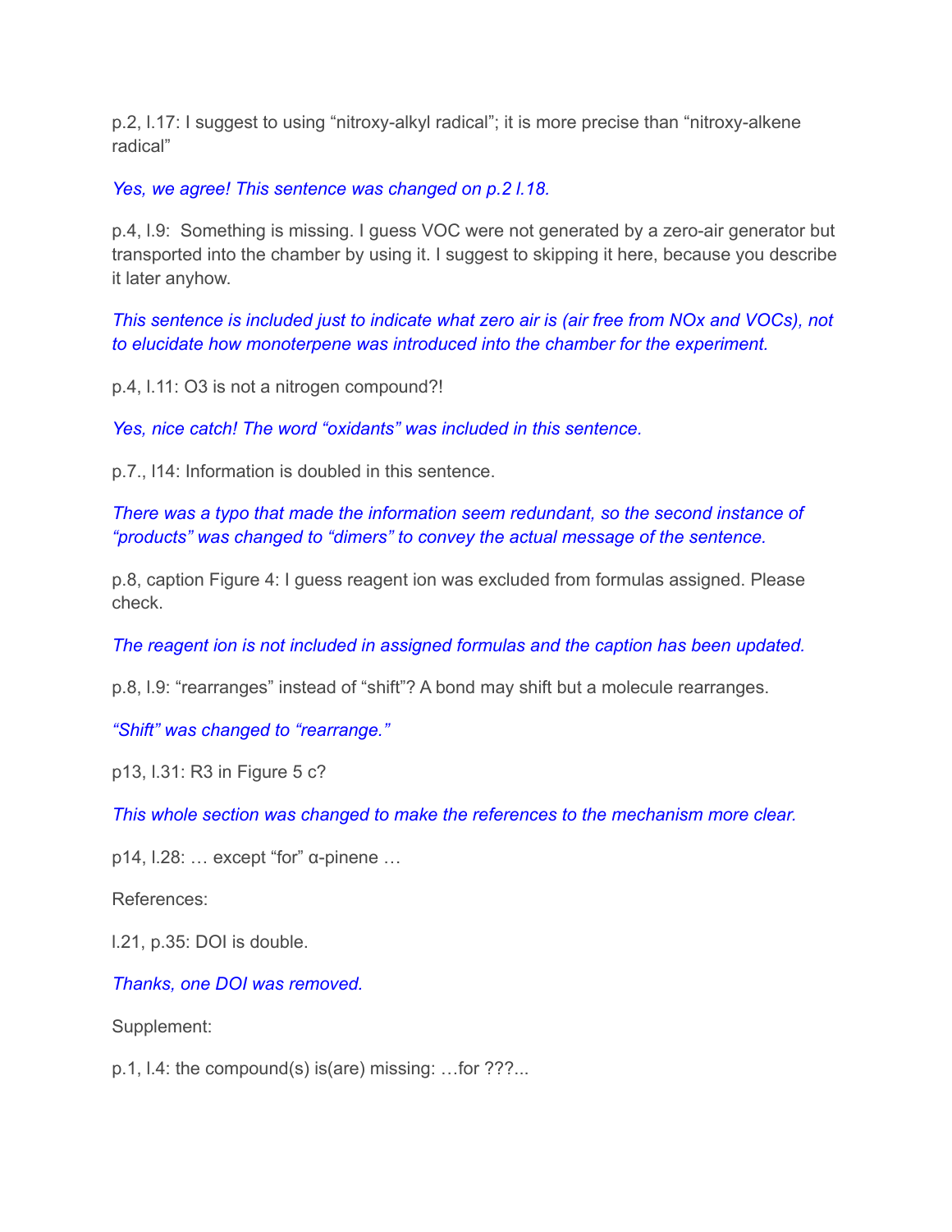p.2, l.17: I suggest to using “nitroxy-alkyl radical”; it is more precise than “nitroxy-alkene radical”

*Yes, we agree! This sentence was changed on p.2 l.18.*

p.4, l.9: Something is missing. I guess VOC were not generated by a zero-air generator but transported into the chamber by using it. I suggest to skipping it here, because you describe it later anyhow.

*This sentence is included just to indicate what zero air is (air free from NOx and VOCs), not to elucidate how monoterpene was introduced into the chamber for the experiment.*

p.4, l.11: $O_3$ is not a nitrogen compound?!

*Yes, nice catch! The word “oxidants” was included in this sentence.*

p.7., l14: Information is doubled in this sentence.

*There was a typo that made the information seem redundant, so the second instance of “products” was changed to “dimers” to convey the actual message of the sentence.*

p.8, caption Figure 4: I guess reagent ion was excluded from formulas assigned. Please check.

*The reagent ion is not included in assigned formulas and the caption has been updated.*

p.8, l.9: “rearranges” instead of “shift”? A bond may shift but a molecule rearranges.

*“Shift” was changed to “rearrange.”*

p13, l.31: R3 in Figure 5 c?

*This whole section was changed to make the references to the mechanism more clear.*

p14, l.28: … except “for” α-pinene …

References:

l.21, p.35: DOI is double.

*Thanks, one DOI was removed.*

Supplement:

p.1, l.4: the compound(s) is(are) missing: …for ???...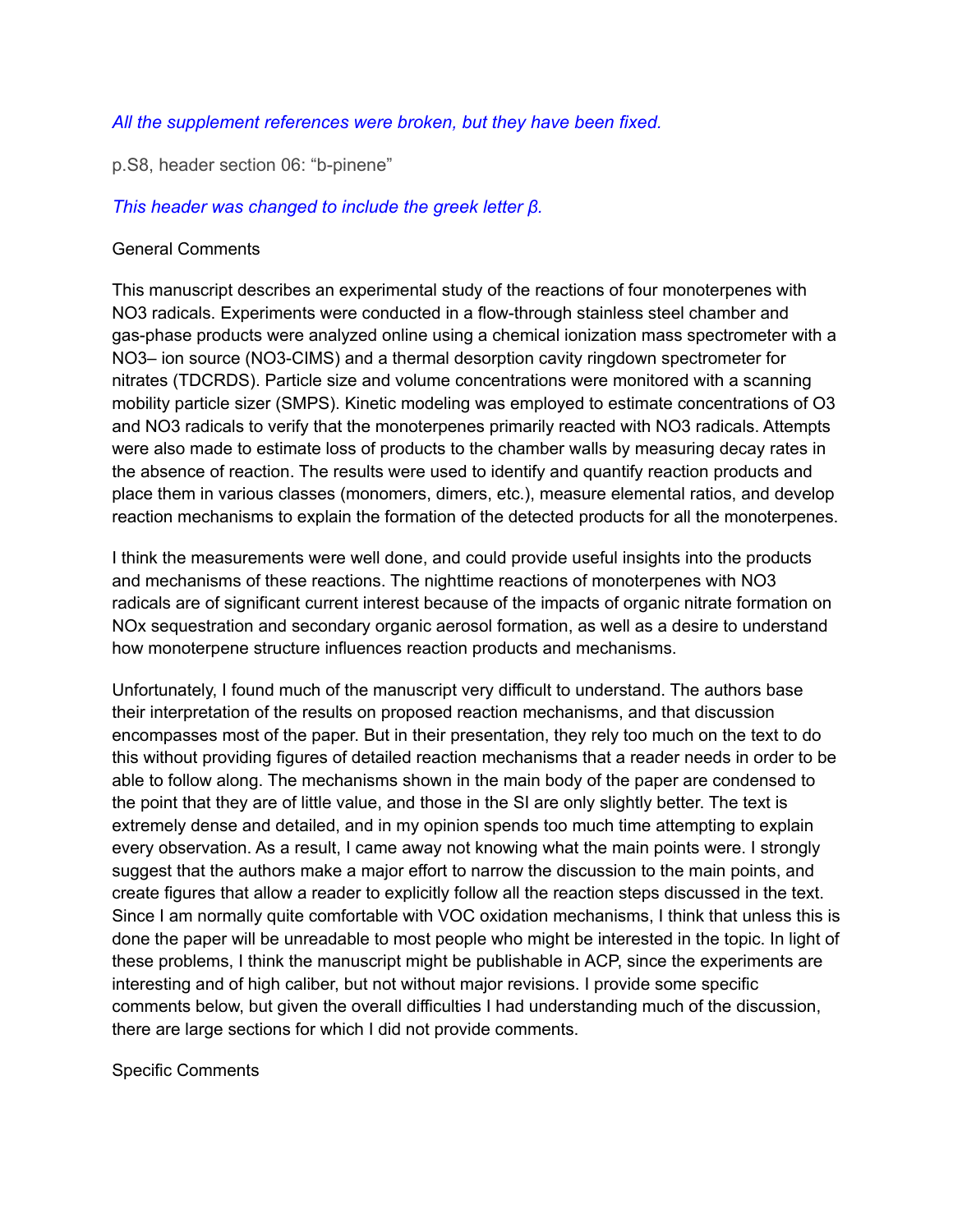*All the supplement references were broken, but they have been fixed.*

p.S8, header section 06: “b-pinene”

*This header was changed to include the greek letter β.*

General Comments

This manuscript describes an experimental study of the reactions of four monoterpenes with $NO_3$ radicals. Experiments were conducted in a flow-through stainless steel chamber and gas-phase products were analyzed online using a chemical ionization mass spectrometer with a $NO_3^-$ ion source ($NO_3$-CIMS) and a thermal desorption cavity ringdown spectrometer for nitrates (TDCRDS). Particle size and volume concentrations were monitored with a scanning mobility particle sizer (SMPS). Kinetic modeling was employed to estimate concentrations of $O_3$ and $NO_3$ radicals to verify that the monoterpenes primarily reacted with $NO_3$ radicals. Attempts were also made to estimate loss of products to the chamber walls by measuring decay rates in the absence of reaction. The results were used to identify and quantify reaction products and place them in various classes (monomers, dimers, etc.), measure elemental ratios, and develop reaction mechanisms to explain the formation of the detected products for all the monoterpenes.

I think the measurements were well done, and could provide useful insights into the products and mechanisms of these reactions. The nighttime reactions of monoterpenes with $NO_3$ radicals are of significant current interest because of the impacts of organic nitrate formation on $NO_x$ sequestration and secondary organic aerosol formation, as well as a desire to understand how monoterpene structure influences reaction products and mechanisms.

Unfortunately, I found much of the manuscript very difficult to understand. The authors base their interpretation of the results on proposed reaction mechanisms, and that discussion encompasses most of the paper. But in their presentation, they rely too much on the text to do this without providing figures of detailed reaction mechanisms that a reader needs in order to be able to follow along. The mechanisms shown in the main body of the paper are condensed to the point that they are of little value, and those in the SI are only slightly better. The text is extremely dense and detailed, and in my opinion spends too much time attempting to explain every observation. As a result, I came away not knowing what the main points were. I strongly suggest that the authors make a major effort to narrow the discussion to the main points, and create figures that allow a reader to explicitly follow all the reaction steps discussed in the text. Since I am normally quite comfortable with VOC oxidation mechanisms, I think that unless this is done the paper will be unreadable to most people who might be interested in the topic. In light of these problems, I think the manuscript might be publishable in ACP, since the experiments are interesting and of high caliber, but not without major revisions. I provide some specific comments below, but given the overall difficulties I had understanding much of the discussion, there are large sections for which I did not provide comments.

Specific Comments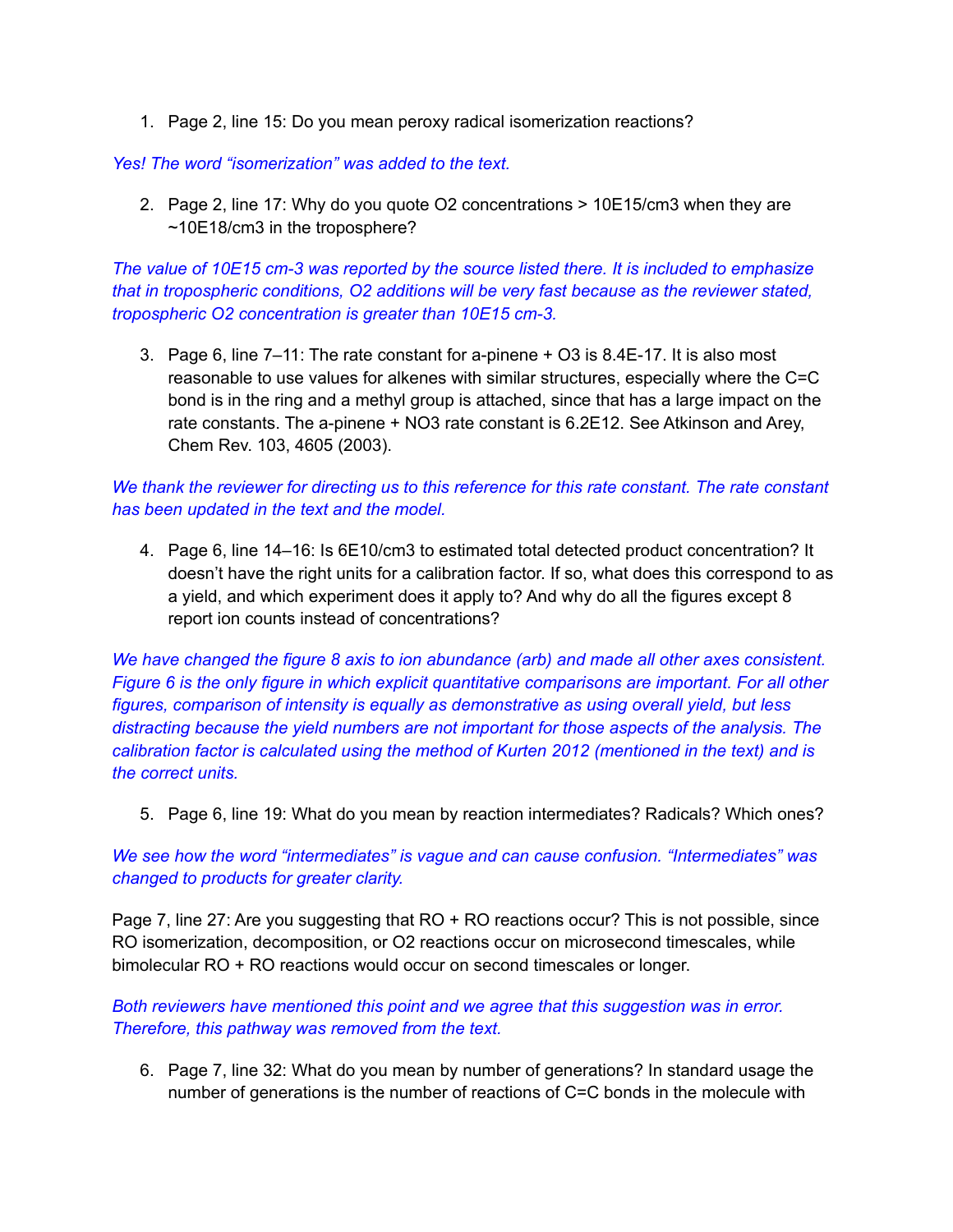1. Page 2, line 15: Do you mean peroxy radical isomerization reactions?

*Yes! The word "isomerization" was added to the text.*

2. Page 2, line 17: Why do you quote $O_2$ concentrations > 10E15/cm3 when they are ~10E18/cm3 in the troposphere?

*The value of 10E15 cm-3 was reported by the source listed there. It is included to emphasize that in tropospheric conditions, $O_2$ additions will be very fast because as the reviewer stated, tropospheric $O_2$ concentration is greater than 10E15 cm-3.*

3. Page 6, line 7–11: The rate constant for a-pinene + $O_3$ is 8.4E-17. It is also most reasonable to use values for alkenes with similar structures, especially where the C=C bond is in the ring and a methyl group is attached, since that has a large impact on the rate constants. The a-pinene + $NO_3$ rate constant is 6.2E12. See Atkinson and Arey, Chem Rev. 103, 4605 (2003).

*We thank the reviewer for directing us to this reference for this rate constant. The rate constant has been updated in the text and the model.*

4. Page 6, line 14–16: Is 6E10/cm3 to estimated total detected product concentration? It doesn't have the right units for a calibration factor. If so, what does this correspond to as a yield, and which experiment does it apply to? And why do all the figures except 8 report ion counts instead of concentrations?

*We have changed the figure 8 axis to ion abundance (arb) and made all other axes consistent. Figure 6 is the only figure in which explicit quantitative comparisons are important. For all other figures, comparison of intensity is equally as demonstrative as using overall yield, but less distracting because the yield numbers are not important for those aspects of the analysis. The calibration factor is calculated using the method of Kurten 2012 (mentioned in the text) and is the correct units.*

5. Page 6, line 19: What do you mean by reaction intermediates? Radicals? Which ones?

*We see how the word "intermediates" is vague and can cause confusion. "Intermediates" was changed to products for greater clarity.*

Page 7, line 27: Are you suggesting that RO + RO reactions occur? This is not possible, since RO isomerization, decomposition, or $O_2$ reactions occur on microsecond timescales, while bimolecular RO + RO reactions would occur on second timescales or longer.

*Both reviewers have mentioned this point and we agree that this suggestion was in error. Therefore, this pathway was removed from the text.*

6. Page 7, line 32: What do you mean by number of generations? In standard usage the number of generations is the number of reactions of C=C bonds in the molecule with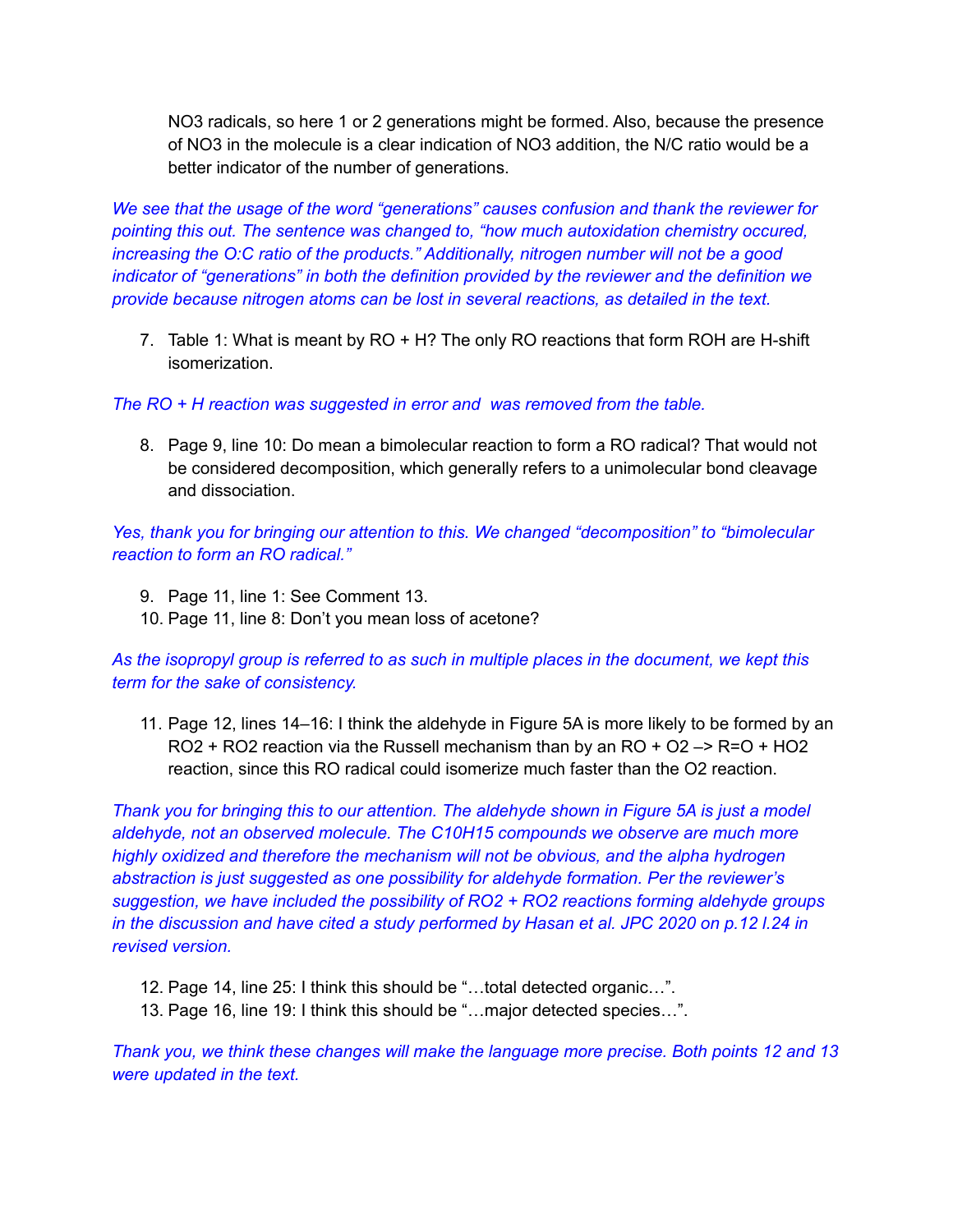NO3 radicals, so here 1 or 2 generations might be formed. Also, because the presence of NO3 in the molecule is a clear indication of NO3 addition, the N/C ratio would be a better indicator of the number of generations.

*We see that the usage of the word "generations" causes confusion and thank the reviewer for pointing this out. The sentence was changed to, "how much autoxidation chemistry occured, increasing the O:C ratio of the products." Additionally, nitrogen number will not be a good indicator of "generations" in both the definition provided by the reviewer and the definition we provide because nitrogen atoms can be lost in several reactions, as detailed in the text.*

7. Table 1: What is meant by RO + H? The only RO reactions that form ROH are H-shift isomerization.

*The RO + H reaction was suggested in error and was removed from the table.*

8. Page 9, line 10: Do mean a bimolecular reaction to form a RO radical? That would not be considered decomposition, which generally refers to a unimolecular bond cleavage and dissociation.

*Yes, thank you for bringing our attention to this. We changed "decomposition" to "bimolecular reaction to form an RO radical."*

9. Page 11, line 1: See Comment 13.
10. Page 11, line 8: Don't you mean loss of acetone?

*As the isopropyl group is referred to as such in multiple places in the document, we kept this term for the sake of consistency.*

11. Page 12, lines 14–16: I think the aldehyde in Figure 5A is more likely to be formed by an RO2 + RO2 reaction via the Russell mechanism than by an RO + O2 –> R=O + HO2 reaction, since this RO radical could isomerize much faster than the O2 reaction.

*Thank you for bringing this to our attention. The aldehyde shown in Figure 5A is just a model aldehyde, not an observed molecule. The C10H15 compounds we observe are much more highly oxidized and therefore the mechanism will not be obvious, and the alpha hydrogen abstraction is just suggested as one possibility for aldehyde formation. Per the reviewer's suggestion, we have included the possibility of RO2 + RO2 reactions forming aldehyde groups in the discussion and have cited a study performed by Hasan et al. JPC 2020 on p.12 l.24 in revised version.*

12. Page 14, line 25: I think this should be "…total detected organic…".
13. Page 16, line 19: I think this should be "…major detected species…".

*Thank you, we think these changes will make the language more precise. Both points 12 and 13 were updated in the text.*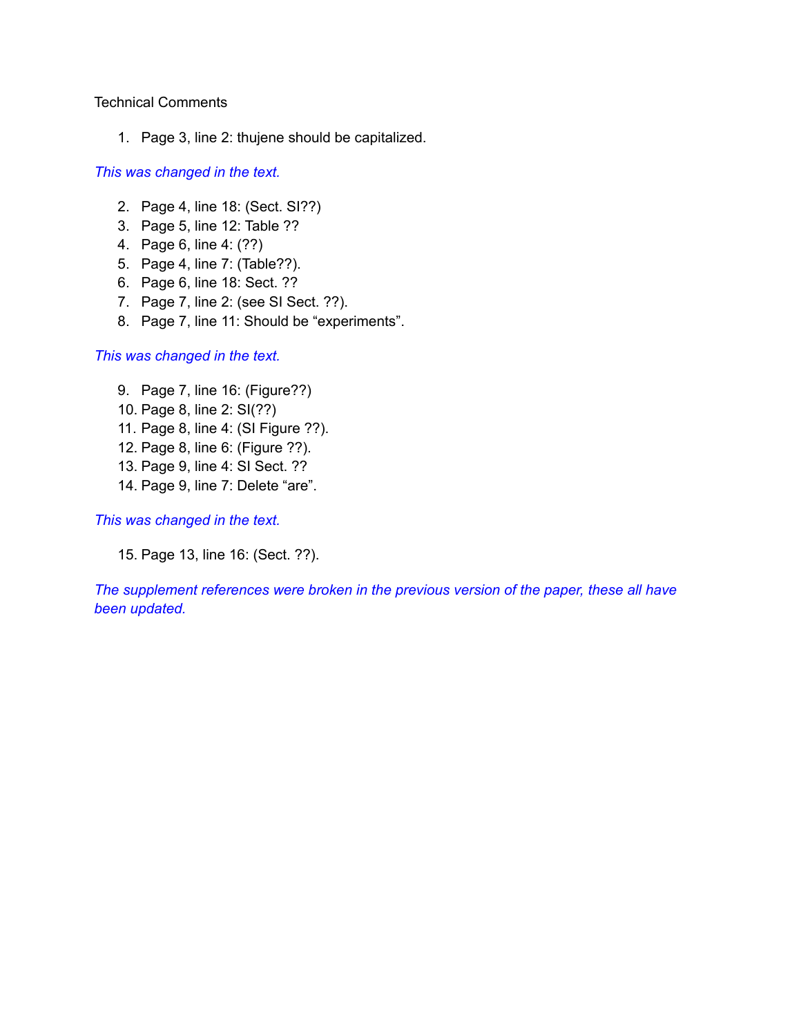Technical Comments

1. Page 3, line 2: thujene should be capitalized.

*This was changed in the text.*

2. Page 4, line 18: (Sect. SI??)
3. Page 5, line 12: Table ??
4. Page 6, line 4: (??)
5. Page 4, line 7: (Table??).
6. Page 6, line 18: Sect. ??
7. Page 7, line 2: (see SI Sect. ??).
8. Page 7, line 11: Should be “experiments”.

*This was changed in the text.*

9. Page 7, line 16: (Figure??)
10. Page 8, line 2: SI(??)
11. Page 8, line 4: (SI Figure ??).
12. Page 8, line 6: (Figure ??).
13. Page 9, line 4: SI Sect. ??
14. Page 9, line 7: Delete “are”.

*This was changed in the text.*

15. Page 13, line 16: (Sect. ??).

*The supplement references were broken in the previous version of the paper, these all have been updated.*